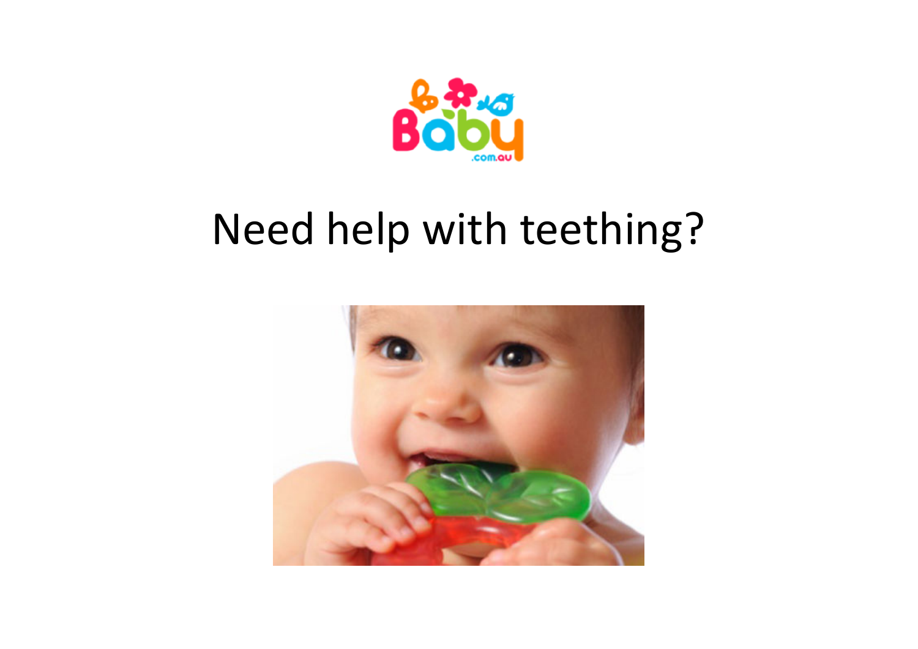# Need help with teething?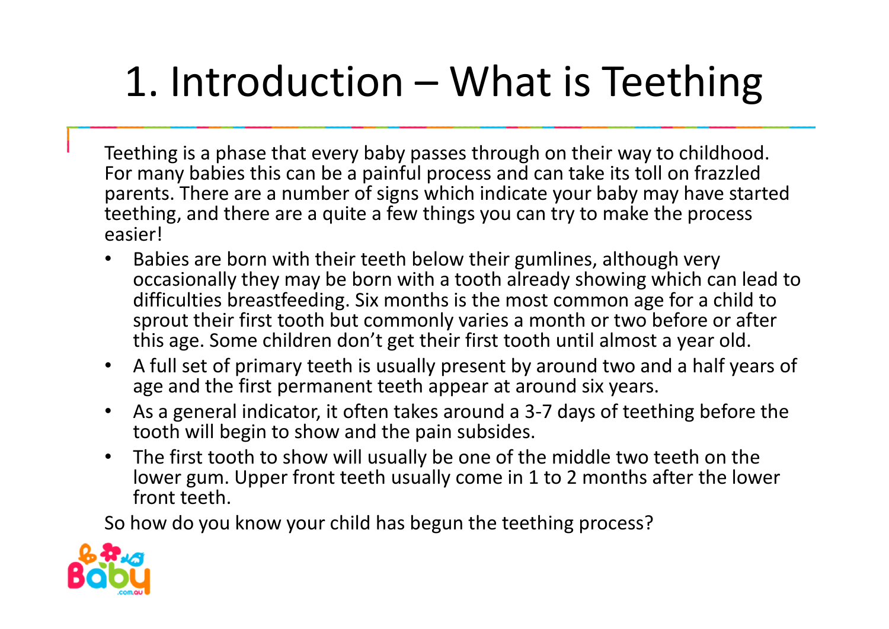# 1. Introduction – What is Teething

Teething is a phase that every baby passes through on their way to childhood. For many babies this can be a painful process and can take its toll on frazzled parents. There are a number of signs which indicate your baby may have started teething, and there are a quite a few things you can try to make the process easier!

- Babies are born with their teeth below their gumlines, although very occasionally they may be born with a tooth already showing which can lead to difficulties breastfeeding. Six months is the most common age for a child to sprout their first tooth but commonly varies a month or two before or after this age. Some children don't get their first tooth until almost a year old.
- A full set of primary teeth is usually present by around two and a half years of age and the first permanent teeth appear at around six years.
- As a general indicator, it often takes around a 3-7 days of teething before the tooth will begin to show and the pain subsides.
- The first tooth to show will usually be one of the middle two teeth on the lower gum. Upper front teeth usually come in 1 to 2 months after the lower front teeth.

So how do you know your child has begun the teething process?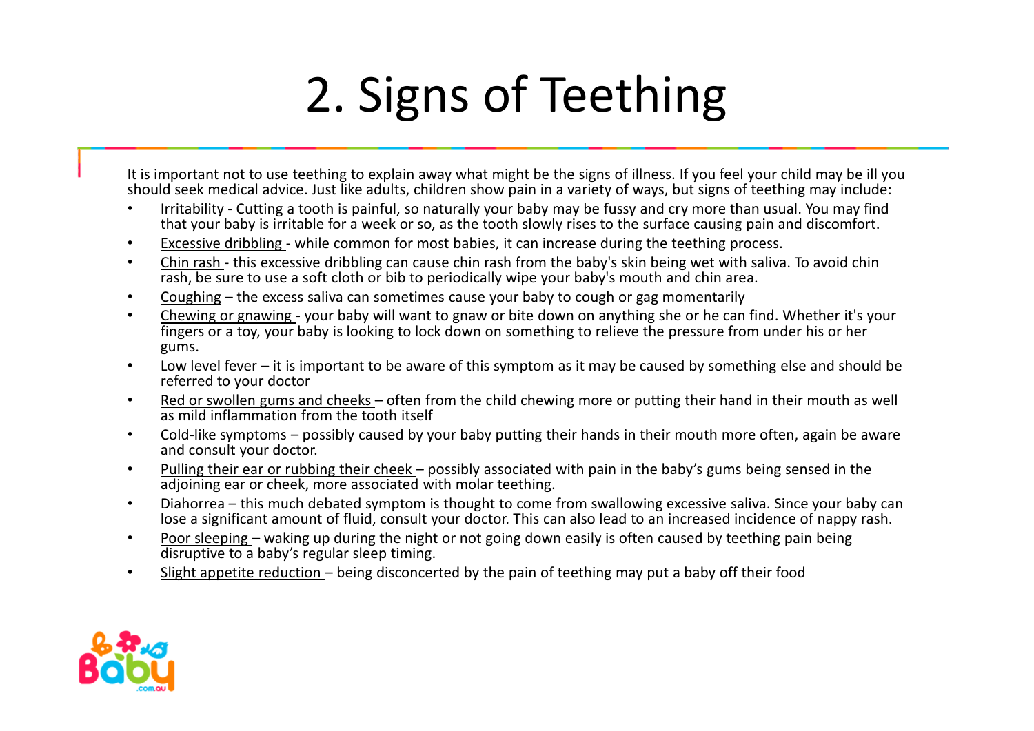# 2. Signs of Teething

It is important not to use teething to explain away what might be the signs of illness. If you feel your child may be ill you should seek medical advice. Just like adults, children show pain in a variety of ways, but signs of teething may include:

- Irritability - Cutting a tooth is painful, so naturally your baby may be fussy and cry more than usual. You may find that your baby is irritable for a week or so, as the tooth slowly rises to the surface causing pain and discomfort.
- Excessive dribbling - while common for most babies, it can increase during the teething process.
- Chin rash - this excessive dribbling can cause chin rash from the baby's skin being wet with saliva. To avoid chin rash, be sure to use a soft cloth or bib to periodically wipe your baby's mouth and chin area.
- Coughing – the excess saliva can sometimes cause your baby to cough or gag momentarily
- Chewing or gnawing - your baby will want to gnaw or bite down on anything she or he can find. Whether it's your fingers or a toy, your baby is looking to lock down on something to relieve the pressure from under his or her gums.
- Low level fever – it is important to be aware of this symptom as it may be caused by something else and should be referred to your doctor
- Red or swollen gums and cheeks – often from the child chewing more or putting their hand in their mouth as well as mild inflammation from the tooth itself
- Cold-like symptoms – possibly caused by your baby putting their hands in their mouth more often, again be aware and consult your doctor.
- Pulling their ear or rubbing their cheek – possibly associated with pain in the baby's gums being sensed in the adjoining ear or cheek, more associated with molar teething.
- Diahorrea – this much debated symptom is thought to come from swallowing excessive saliva. Since your baby can lose a significant amount of fluid, consult your doctor. This can also lead to an increased incidence of nappy rash.
- Poor sleeping – waking up during the night or not going down easily is often caused by teething pain being disruptive to a baby's regular sleep timing.
- Slight appetite reduction – being disconcerted by the pain of teething may put a baby off their food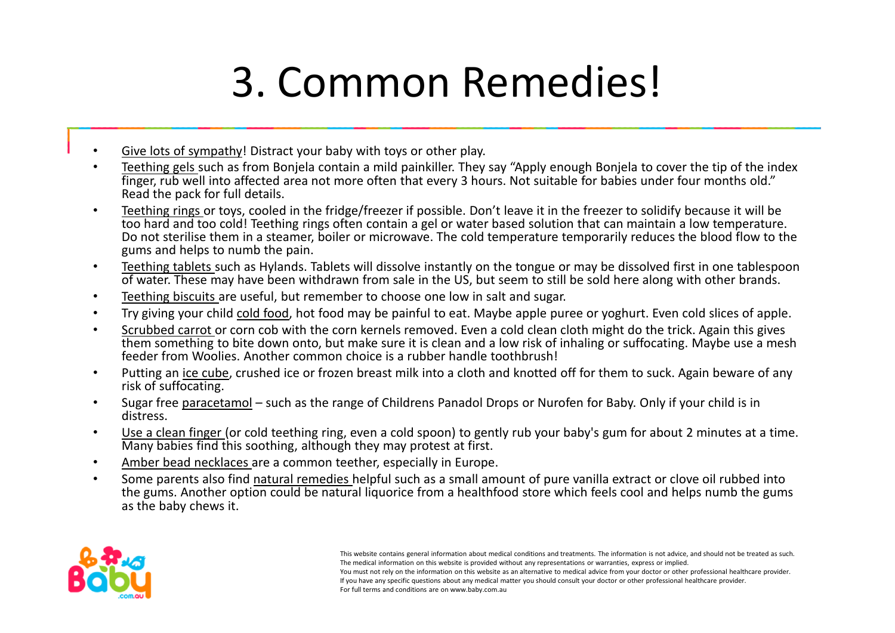# 3. Common Remedies!

- Give lots of sympathy! Distract your baby with toys or other play.
- Teething gels such as from Bonjela contain a mild painkiller. They say "Apply enough Bonjela to cover the tip of the index finger, rub well into affected area not more often that every 3 hours. Not suitable for babies under four months old." Read the pack for full details.
- Teething rings or toys, cooled in the fridge/freezer if possible. Don't leave it in the freezer to solidify because it will be too hard and too cold! Teething rings often contain a gel or water based solution that can maintain a low temperature. Do not sterilise them in a steamer, boiler or microwave. The cold temperature temporarily reduces the blood flow to the gums and helps to numb the pain.
- Teething tablets such as Hylands. Tablets will dissolve instantly on the tongue or may be dissolved first in one tablespoon of water. These may have been withdrawn from sale in the US, but seem to still be sold here along with other brands.
- Teething biscuits are useful, but remember to choose one low in salt and sugar.
- Try giving your child cold food, hot food may be painful to eat. Maybe apple puree or yoghurt. Even cold slices of apple.
- Scrubbed carrot or corn cob with the corn kernels removed. Even a cold clean cloth might do the trick. Again this gives them something to bite down onto, but make sure it is clean and a low risk of inhaling or suffocating. Maybe use a mesh feeder from Woolies. Another common choice is a rubber handle toothbrush!
- Putting an ice cube, crushed ice or frozen breast milk into a cloth and knotted off for them to suck. Again beware of any risk of suffocating.
- Sugar free paracetamol – such as the range of Childrens Panadol Drops or Nurofen for Baby. Only if your child is in distress.
- Use a clean finger (or cold teething ring, even a cold spoon) to gently rub your baby's gum for about 2 minutes at a time. Many babies find this soothing, although they may protest at first.
- Amber bead necklaces are a common teether, especially in Europe.
- Some parents also find natural remedies helpful such as a small amount of pure vanilla extract or clove oil rubbed into the gums. Another option could be natural liquorice from a healthfood store which feels cool and helps numb the gums as the baby chews it.

This website contains general information about medical conditions and treatments. The information is not advice, and should not be treated as such. The medical information on this website is provided without any representations or warranties, express or implied. You must not rely on the information on this website as an alternative to medical advice from your doctor or other professional healthcare provider. If you have any specific questions about any medical matter you should consult your doctor or other professional healthcare provider. For full terms and conditions are on www.baby.com.au